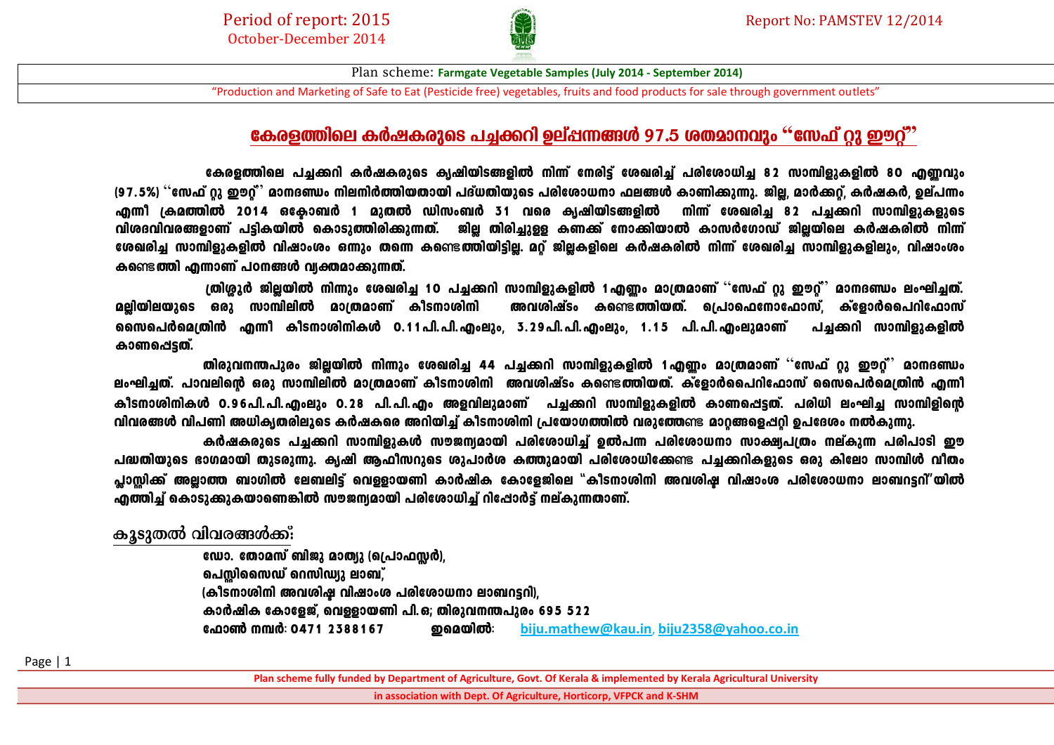Period of report: 2015
October-December 2014

Report No: PAMSTEV 12/2014

Plan scheme: **Farmgate Vegetable Samples (July 2014 - September 2014)**

"Production and Marketing of Safe to Eat (Pesticide free) vegetables, fruits and food products for sale through government outlets"

## കേരളത്തിലെ കർഷകരുടെ പച്ചക്കറി ഉല്പന്നങ്ങൾ 97.5 ശതമാനവും "സേഫ് റ്റു ഈറ്റ്"

കേരളത്തിലെ പച്ചക്കറി കർഷകരുടെ കൃഷിയിടങ്ങളിൽ നിന്ന് നേരിട്ട് ശേഖരിച്ച് പരിശോധിച്ച 82 സാമ്പിളുകളിൽ 80 എണ്ണവും (97.5%) "സേഫ് റ്റു ഈറ്റ്" മാനദണ്ഡം നിലനിർത്തിയതായി പദ്ധതിയുടെ പരിശോധനാ ഫലങ്ങൾ കാണിക്കുന്നു. ജില്ല, മാർക്കറ്റ്, കർഷകർ, ഉല്പന്നം എന്നീ ക്രമത്തിൽ 2014 ഒക്ടോബർ 1 മുതൽ ഡിസംബർ 31 വരെ കൃഷിയിടങ്ങളിൽ നിന്ന് ശേഖരിച്ച 82 പച്ചക്കറി സാമ്പിളുകളുടെ വിശദവിവരങ്ങളാണ് പട്ടികയിൽ കൊടുത്തിരിക്കുന്നത്. ജില്ല തിരിച്ചുള്ള കണക്ക് നോക്കിയാൽ കാസർഗോഡ് ജില്ലയിലെ കർഷകരിൽ നിന്ന് ശേഖരിച്ച സാമ്പിളുകളിൽ വിഷാംശം ഒന്നും തന്നെ കണ്ടെത്തിയിട്ടില്ല. മറ്റ് ജില്ലകളിലെ കർഷകരിൽ നിന്ന് ശേഖരിച്ച സാമ്പിളുകളിലും, വിഷാംശം കണ്ടെത്തി എന്നാണ് പഠനങ്ങൾ വ്യക്തമാക്കുന്നത്.

ത്രിശ്ശൂർ ജില്ലയിൽ നിന്നും ശേഖരിച്ച 10 പച്ചക്കറി സാമ്പിളുകളിൽ 1എണ്ണം മാത്രമാണ് "സേഫ് റ്റു ഈറ്റ്" മാനദണ്ഡം ലംഘിച്ചത്. മല്ലിയിലയുടെ ഒരു സാമ്പിലിൽ മാത്രമാണ് കീടനാശിനി അവശിഷ്ടം കണ്ടെത്തിയത്. പ്രൊഫെനോഫോസ്, ക്ളോർപൈറിഫോസ് സൈപെർമെത്രിൻ എന്നീ കീടനാശിനികൾ 0.11പി.പി.എംഉം, 3.29പി.പി.എംഉം, 1.15 പി.പി.എംഉമാണ് പച്ചക്കറി സാമ്പിളുകളിൽ കാണപ്പെട്ടത്.

തിരുവനന്തപുരം ജില്ലയിൽ നിന്നും ശേഖരിച്ച 44 പച്ചക്കറി സാമ്പിളുകളിൽ 1എണ്ണം മാത്രമാണ് "സേഫ് റ്റു ഈറ്റ്" മാനദണ്ഡം ലംഘിച്ചത്. പാവലിന്റെ ഒരു സാമ്പിലിൽ മാത്രമാണ് കീടനാശിനി അവശിഷ്ടം കണ്ടെത്തിയത്. ക്ളോർപൈറിഫോസ് സൈപെർമെത്രിൻ എന്നീ കീടനാശിനികൾ 0.96പി.പി.എംഉം 0.28 പി.പി.എം അളവിലുമാണ് പച്ചക്കറി സാമ്പിളുകളിൽ കാണപ്പെട്ടത്. പരിധി ലംഘിച്ച സാമ്പിളിന്റെ വിവരങ്ങൾ വിപണി അധികൃതരിലൂടെ കർഷകരെ അറിയിച്ച് കീടനാശിനി പ്രയോഗത്തിൽ വരുത്തേണ്ട മാറ്റങ്ങളെപ്പറ്റി ഉപദേശം നൽകുന്നു.

കർഷകരുടെ പച്ചക്കറി സാമ്പിളുകൾ സൗജന്യമായി പരിശോധിച്ച് ഉൽപന്ന പരിശോധനാ സാക്ഷ്യപത്രം നല്കുന്ന പരിപാടി ഈ പദ്ധതിയുടെ ഭാഗമായി തുടരുന്നു. കൃഷി ആഫീസറുടെ ശുപാർശ കത്തുമായി പരിശോധിക്കേണ്ട പച്ചക്കറികളുടെ ഒരു കിലോ സാമ്പിൾ വീതം പ്ലാസ്റ്റിക്ക് അല്ലാത്ത ബാഗിൽ ലേബലിട്ട് വെള്ളായണി കാർഷിക കോളേജിലെ "കീടനാശിനി അവശിഷ്ട വിഷാംശ പരിശോധനാ ലാബറട്ടറി"യിൽ എത്തിച്ച് കൊടുക്കുകയാണെങ്കിൽ സൗജന്യമായി പരിശോധിച്ച് റിപ്പോർട്ട് നല്കുന്നതാണ്.

### കൂടുതൽ വിവരങ്ങൾക്ക്:

**ഡോ. തോമസ് ബിജു മാത്യു (പ്രൊഫസ്സർ),**
**പെസ്റ്റിസൈഡ് റെസിഡ്യു ലാബ്,**
**(കീടനാശിനി അവശിഷ്ട വിഷാംശ പരിശോധനാ ലാബറട്ടറി),**
**കാർഷിക കോളേജ്, വെള്ളായണി പി.ഒ; തിരുവനന്തപുരം 695 522**
**ഫോൺ നമ്പർ: 0471 2388167** **ഇമെയിൽ:** biju.mathew@kau.in, biju2358@yahoo.co.in

**Plan scheme fully funded by Department of Agriculture, Govt. Of Kerala & implemented by Kerala Agricultural University**

**in association with Dept. Of Agriculture, Horticorp, VFPCK and K-SHM**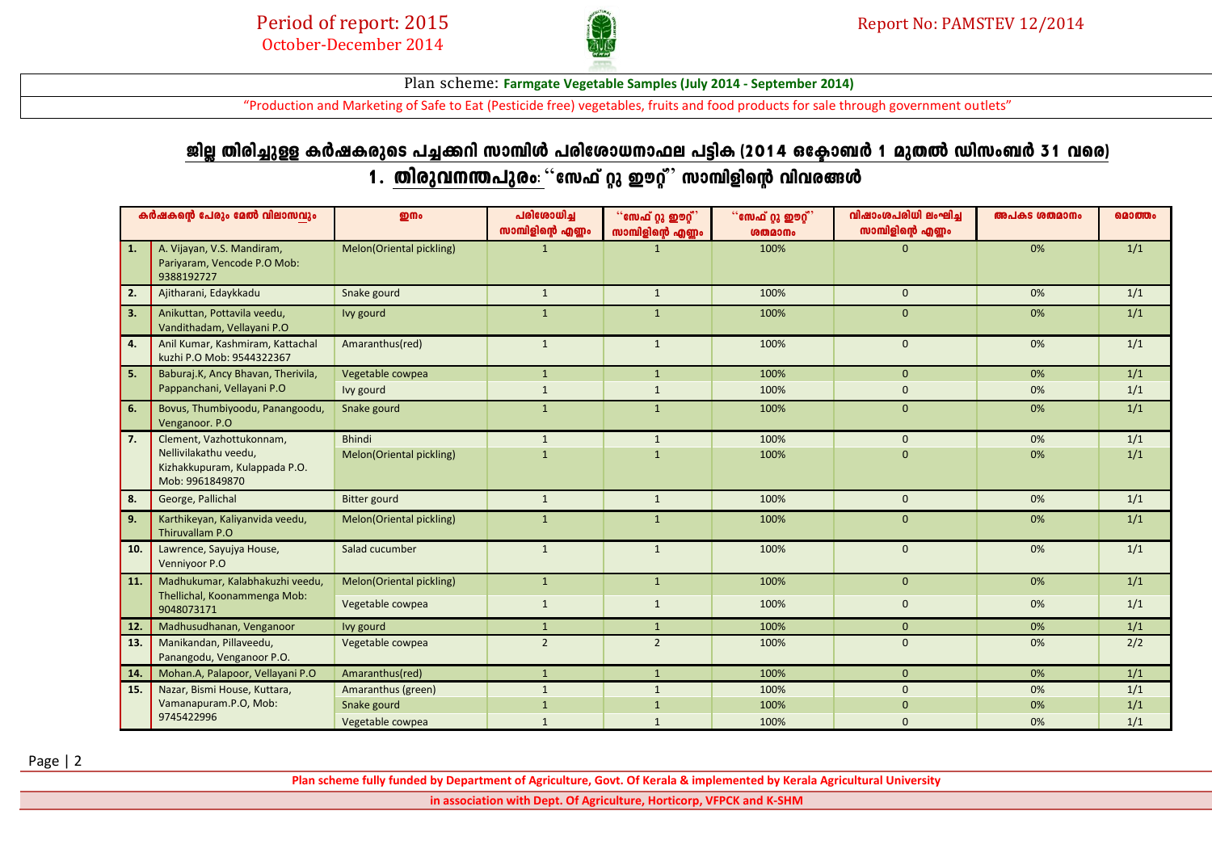Period of report: 2015
October-December 2014

Report No: PAMSTEV 12/2014

Plan scheme: **Farmgate Vegetable Samples (July 2014 - September 2014)**

"Production and Marketing of Safe to Eat (Pesticide free) vegetables, fruits and food products for sale through government outlets"

## ജില്ല തിരിച്ചുള്ള കർഷകരുടെ പച്ചക്കറി സാമ്പിൾ പരിശോധനാഫല പട്ടിക (2014 ഒക്ടോബർ 1 മുതൽ ഡിസംബർ 31 വരെ)

### 1. തിരുവനന്തപുരം: ''സേഫ് റ്റു ഈറ്റ്'' സാമ്പിളിന്റെ വിവരങ്ങൾ

| കർഷകന്റെ പേരും മേൽ വിലാസവും | | ഇനം | പരിശോധിച്ച സാമ്പിളിന്റെ എണ്ണം | ''സേഫ് റ്റു ഈറ്റ്'' സാമ്പിളിന്റെ എണ്ണം | ''സേഫ് റ്റു ഈറ്റ്'' ശതമാനം | വിഷാംശപരിധി ലംഘിച്ച സാമ്പിളിന്റെ എണ്ണം | അപകട ശതമാനം | മൊത്തം |
|---|---|---|---|---|---|---|---|---|
| 1. | A. Vijayan, V.S. Mandiram, Pariyaram, Vencode P.O Mob: 9388192727 | Melon(Oriental pickling) | 1 | 1 | 100% | 0 | 0% | 1/1 |
| 2. | Ajitharani, Edaykkadu | Snake gourd | 1 | 1 | 100% | 0 | 0% | 1/1 |
| 3. | Anikuttan, Pottavila veedu, Vandithadam, Vellayani P.O | Ivy gourd | 1 | 1 | 100% | 0 | 0% | 1/1 |
| 4. | Anil Kumar, Kashmiram, Kattachal kuzhi P.O Mob: 9544322367 | Amaranthus(red) | 1 | 1 | 100% | 0 | 0% | 1/1 |
| 5. | Baburaj.K, Ancy Bhavan, Therivila, Pappanchani, Vellayani P.O | Vegetable cowpea | 1 | 1 | 100% | 0 | 0% | 1/1 |
| | | Ivy gourd | 1 | 1 | 100% | 0 | 0% | 1/1 |
| 6. | Bovus, Thumbiyoodu, Panangoodu, Venganoor. P.O | Snake gourd | 1 | 1 | 100% | 0 | 0% | 1/1 |
| 7. | Clement, Vazhottukonnam, Nellivilakathu veedu, Kizhakkupuram, Kulappada P.O. Mob: 9961849870 | Bhindi | 1 | 1 | 100% | 0 | 0% | 1/1 |
| | | Melon(Oriental pickling) | 1 | 1 | 100% | 0 | 0% | 1/1 |
| 8. | George, Pallichal | Bitter gourd | 1 | 1 | 100% | 0 | 0% | 1/1 |
| 9. | Karthikeyan, Kaliyanvida veedu, Thiruvallam P.O | Melon(Oriental pickling) | 1 | 1 | 100% | 0 | 0% | 1/1 |
| 10. | Lawrence, Sayujya House, Venniyoor P.O | Salad cucumber | 1 | 1 | 100% | 0 | 0% | 1/1 |
| 11. | Madhukumar, Kalabhakuzhi veedu, Thellichal, Koonammenga Mob: 9048073171 | Melon(Oriental pickling) | 1 | 1 | 100% | 0 | 0% | 1/1 |
| | | Vegetable cowpea | 1 | 1 | 100% | 0 | 0% | 1/1 |
| 12. | Madhusudhanan, Venganoor | Ivy gourd | 1 | 1 | 100% | 0 | 0% | 1/1 |
| 13. | Manikandan, Pillaveedu, Panangodu, Venganoor P.O. | Vegetable cowpea | 2 | 2 | 100% | 0 | 0% | 2/2 |
| 14. | Mohan.A, Palapoor, Vellayani P.O | Amaranthus(red) | 1 | 1 | 100% | 0 | 0% | 1/1 |
| 15. | Nazar, Bismi House, Kuttara, Vamanapuram.P.O, Mob: 9745422996 | Amaranthus (green) | 1 | 1 | 100% | 0 | 0% | 1/1 |
| | | Snake gourd | 1 | 1 | 100% | 0 | 0% | 1/1 |
| | | Vegetable cowpea | 1 | 1 | 100% | 0 | 0% | 1/1 |

**Plan scheme fully funded by Department of Agriculture, Govt. Of Kerala & implemented by Kerala Agricultural University**

**in association with Dept. Of Agriculture, Horticorp, VFPCK and K-SHM**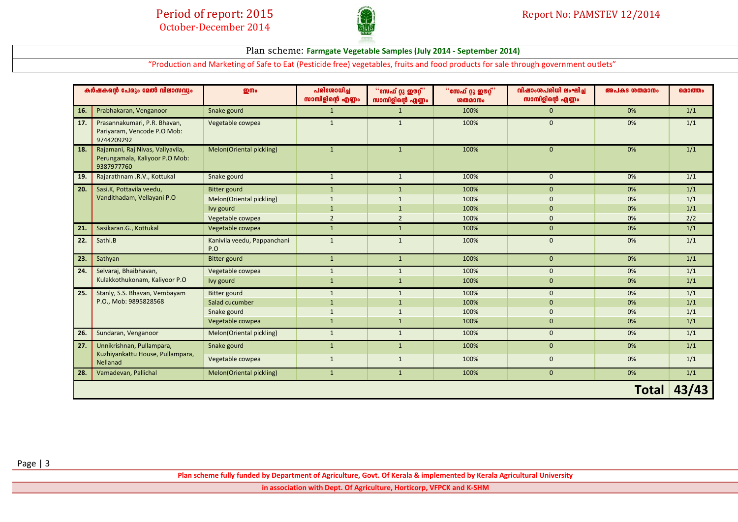Plan scheme: **Farmgate Vegetable Samples (July 2014 - September 2014)**

"Production and Marketing of Safe to Eat (Pesticide free) vegetables, fruits and food products for sale through government outlets"

| | കർഷകന്റെ പേരും മേൽ വിലാസവും | ഇനം | പരിശോധിച്ച സാമ്പിളിന്റെ എണ്ണം | ''സേഫ് റ്റു ഈറ്റ്'' സാമ്പിളിന്റെ എണ്ണം | ''സേഫ് റ്റു ഈറ്റ്'' ശതമാനം | വിഷാംശപരിധി ലംഘിച്ച സാമ്പിളിന്റെ എണ്ണം | അപകട ശതമാനം | മൊത്തം |
|---|---|---|---|---|---|---|---|---|
| 16. | Prabhakaran, Venganoor | Snake gourd | 1 | 1 | 100% | 0 | 0% | 1/1 |
| 17. | Prasannakumari, P.R. Bhavan, Pariyaram, Vencode P.O Mob: 9744209292 | Vegetable cowpea | 1 | 1 | 100% | 0 | 0% | 1/1 |
| 18. | Rajamani, Raj Nivas, Valiyavila, Perungamala, Kaliyoor P.O Mob: 9387977760 | Melon(Oriental pickling) | 1 | 1 | 100% | 0 | 0% | 1/1 |
| 19. | Rajarathnam .R.V., Kottukal | Snake gourd | 1 | 1 | 100% | 0 | 0% | 1/1 |
| 20. | Sasi.K, Pottavila veedu, Vandithadam, Vellayani P.O | Bitter gourd | 1 | 1 | 100% | 0 | 0% | 1/1 |
| | | Melon(Oriental pickling) | 1 | 1 | 100% | 0 | 0% | 1/1 |
| | | Ivy gourd | 1 | 1 | 100% | 0 | 0% | 1/1 |
| | | Vegetable cowpea | 2 | 2 | 100% | 0 | 0% | 2/2 |
| 21. | Sasikaran.G., Kottukal | Vegetable cowpea | 1 | 1 | 100% | 0 | 0% | 1/1 |
| 22. | Sathi.B | Kanivila veedu, Pappanchani P.O | 1 | 1 | 100% | 0 | 0% | 1/1 |
| 23. | Sathyan | Bitter gourd | 1 | 1 | 100% | 0 | 0% | 1/1 |
| 24. | Selvaraj, Bhaibhavan, Kulakkothukonam, Kaliyoor P.O | Vegetable cowpea | 1 | 1 | 100% | 0 | 0% | 1/1 |
| | | Ivy gourd | 1 | 1 | 100% | 0 | 0% | 1/1 |
| 25. | Stanly, S.S. Bhavan, Vembayam P.O., Mob: 9895828568 | Bitter gourd | 1 | 1 | 100% | 0 | 0% | 1/1 |
| | | Salad cucumber | 1 | 1 | 100% | 0 | 0% | 1/1 |
| | | Snake gourd | 1 | 1 | 100% | 0 | 0% | 1/1 |
| | | Vegetable cowpea | 1 | 1 | 100% | 0 | 0% | 1/1 |
| 26. | Sundaran, Venganoor | Melon(Oriental pickling) | 1 | 1 | 100% | 0 | 0% | 1/1 |
| 27. | Unnikrishnan, Pullampara, Kuzhiyankattu House, Pullampara, Nellanad | Snake gourd | 1 | 1 | 100% | 0 | 0% | 1/1 |
| | | Vegetable cowpea | 1 | 1 | 100% | 0 | 0% | 1/1 |
| 28. | Vamadevan, Pallichal | Melon(Oriental pickling) | 1 | 1 | 100% | 0 | 0% | 1/1 |
| | | | | | | | **Total** | **43/43** |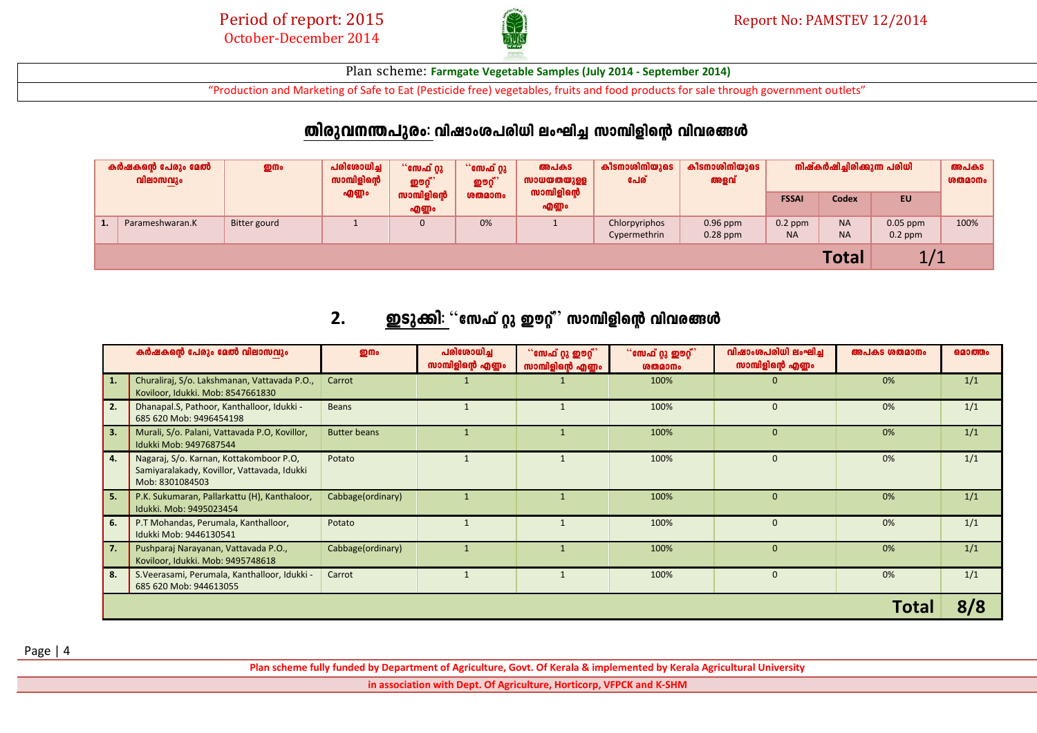Period of report: 2015
October-December 2014

Report No: PAMSTEV 12/2014

Plan scheme: **Farmgate Vegetable Samples (July 2014 - September 2014)**

"Production and Marketing of Safe to Eat (Pesticide free) vegetables, fruits and food products for sale through government outlets"

## തിരുവനന്തപുരം: വിഷാംശപരിധി ലംഘിച്ച സാമ്പിളിന്റെ വിവരങ്ങൾ

| കർഷകന്റെ പേരും മേൽ വിലാസവും | | ഇനം | പരിശോധിച്ച സാമ്പിളിന്റെ എണ്ണം | "സേഫ് റ്റു ഈറ്റ്" സാമ്പിളിന്റെ എണ്ണം | "സേഫ് റ്റു ഈറ്റ്" ശതമാനം | അപകട സാധ്യതയുള്ള സാമ്പിളിന്റെ എണ്ണം | കീടനാശിനിയുടെ പേര് | കീടനാശിനിയുടെ അളവ് | നിഷ്കർഷിച്ചിരിക്കുന്ന പരിധി | | | അപകട ശതമാനം |
|---|---|---|---|---|---|---|---|---|---|---|---|---|
| | | | | | | | | | FSSAI | Codex | EU | |
| 1. | Parameshwaran.K | Bitter gourd | 1 | 0 | 0% | 1 | Chlorpyriphos<br>Cypermethrin | 0.96 ppm<br>0.28 ppm | 0.2 ppm<br>NA | NA<br>NA | 0.05 ppm<br>0.2 ppm | 100% |
| | | | | | | | | | | **Total** | 1/1 | |

## 2. ഇടുക്കി: "സേഫ് റ്റു ഈറ്റ്" സാമ്പിളിന്റെ വിവരങ്ങൾ

| കർഷകന്റെ പേരും മേൽ വിലാസവും | | ഇനം | പരിശോധിച്ച സാമ്പിളിന്റെ എണ്ണം | "സേഫ് റ്റു ഈറ്റ്" സാമ്പിളിന്റെ എണ്ണം | "സേഫ് റ്റു ഈറ്റ്" ശതമാനം | വിഷാംശപരിധി ലംഘിച്ച സാമ്പിളിന്റെ എണ്ണം | അപകട ശതമാനം | മൊത്തം |
|---|---|---|---|---|---|---|---|---|
| 1. | Churaliraj, S/o. Lakshmanan, Vattavada P.O., Koviloor, Idukki. Mob: 8547661830 | Carrot | 1 | 1 | 100% | 0 | 0% | 1/1 |
| 2. | Dhanapal.S, Pathoor, Kanthalloor, Idukki - 685 620 Mob: 9496454198 | Beans | 1 | 1 | 100% | 0 | 0% | 1/1 |
| 3. | Murali, S/o. Palani, Vattavada P.O, Kovillor, Idukki Mob: 9497687544 | Butter beans | 1 | 1 | 100% | 0 | 0% | 1/1 |
| 4. | Nagaraj, S/o. Karnan, Kottakomboor P.O, Samiyaralakady, Kovillor, Vattavada, Idukki Mob: 8301084503 | Potato | 1 | 1 | 100% | 0 | 0% | 1/1 |
| 5. | P.K. Sukumaran, Pallarkattu (H), Kanthaloor, Idukki. Mob: 9495023454 | Cabbage(ordinary) | 1 | 1 | 100% | 0 | 0% | 1/1 |
| 6. | P.T Mohandas, Perumala, Kanthalloor, Idukki Mob: 9446130541 | Potato | 1 | 1 | 100% | 0 | 0% | 1/1 |
| 7. | Pushparaj Narayanan, Vattavada P.O., Koviloor, Idukki. Mob: 9495748618 | Cabbage(ordinary) | 1 | 1 | 100% | 0 | 0% | 1/1 |
| 8. | S.Veerasami, Perumala, Kanthalloor, Idukki - 685 620 Mob: 944613055 | Carrot | 1 | 1 | 100% | 0 | 0% | 1/1 |
| | | | | | | | **Total** | **8/8** |

**Plan scheme fully funded by Department of Agriculture, Govt. Of Kerala & implemented by Kerala Agricultural University**

**in association with Dept. Of Agriculture, Horticorp, VFPCK and K-SHM**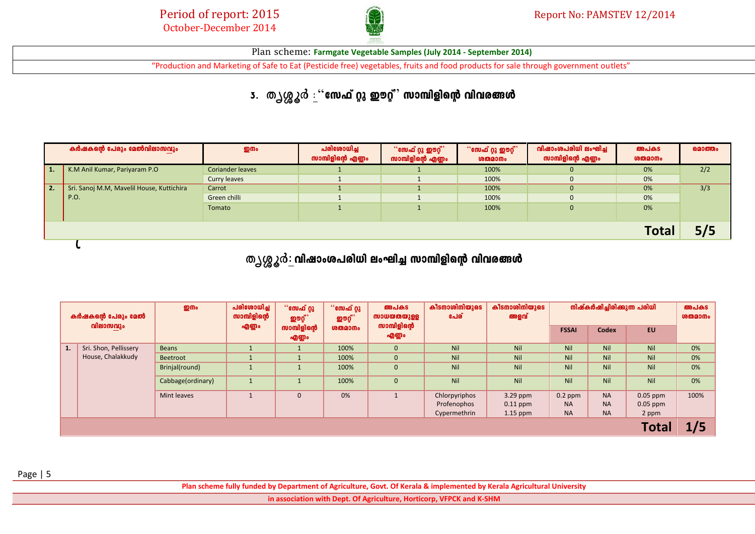Period of report: 2015
October-December 2014

Report No: PAMSTEV 12/2014

Plan scheme: **Farmgate Vegetable Samples (July 2014 - September 2014)**

"Production and Marketing of Safe to Eat (Pesticide free) vegetables, fruits and food products for sale through government outlets"

## ૩. തൃശ്ശൂർ : ''സേഫ് റ്റു ഈറ്റ്'' സാമ്പിളിന്റെ വിവരങ്ങൾ

| | കർഷകന്റെ പേരും മേൽവിലാസവും | ഇനം | പരിശോധിച്ച സാമ്പിളിന്റെ എണ്ണം | ''സേഫ് റ്റു ഈറ്റ്'' സാമ്പിളിന്റെ എണ്ണം | ''സേഫ് റ്റു ഈറ്റ്'' ശതമാനം | വിഷാംശപരിധി ലംഘിച്ച സാമ്പിളിന്റെ എണ്ണം | അപകട ശതമാനം | മൊത്തം |
|---|---|---|---|---|---|---|---|---|
| 1. | K.M Anil Kumar, Pariyaram P.O | Coriander leaves | 1 | 1 | 100% | 0 | 0% | 2/2 |
| | | Curry leaves | 1 | 1 | 100% | 0 | 0% | |
| 2. | Sri. Sanoj M.M, Mavelil House, Kuttichira P.O. | Carrot | 1 | 1 | 100% | 0 | 0% | 3/3 |
| | | Green chilli | 1 | 1 | 100% | 0 | 0% | |
| | | Tomato | 1 | 1 | 100% | 0 | 0% | |
| | | | | | | | **Total** | **5/5** |

## തൃശ്ശൂർ: വിഷാംശപരിധി ലംഘിച്ച സാമ്പിളിന്റെ വിവരങ്ങൾ

| | കർഷകന്റെ പേരും മേൽ വിലാസവും | ഇനം | പരിശോധിച്ച സാമ്പിളിന്റെ എണ്ണം | ''സേഫ് റ്റു ഈറ്റ്'' സാമ്പിളിന്റെ എണ്ണം | ''സേഫ് റ്റു ഈറ്റ്'' ശതമാനം | അപകട സാധ്യതയുള്ള സാമ്പിളിന്റെ എണ്ണം | കീടനാശിനിയുടെ പേര് | കീടനാശിനിയുടെ അളവ് | നിഷ്കർഷിച്ചിരിക്കുന്ന പരിധി | | | അപകട ശതമാനം |
|---|---|---|---|---|---|---|---|---|---|---|---|---|
| | | | | | | | | | FSSAI | Codex | EU | |
| 1. | Sri. Shon, Pellissery House, Chalakkudy | Beans | 1 | 1 | 100% | 0 | Nil | Nil | Nil | Nil | Nil | 0% |
| | | Beetroot | 1 | 1 | 100% | 0 | Nil | Nil | Nil | Nil | Nil | 0% |
| | | Brinjal(round) | 1 | 1 | 100% | 0 | Nil | Nil | Nil | Nil | Nil | 0% |
| | | Cabbage(ordinary) | 1 | 1 | 100% | 0 | Nil | Nil | Nil | Nil | Nil | 0% |
| | | Mint leaves | 1 | 0 | 0% | 1 | Chlorpyriphos<br>Profenophos<br>Cypermethrin | 3.29 ppm<br>0.11 ppm<br>1.15 ppm | 0.2 ppm<br>NA<br>NA | NA<br>NA<br>NA | 0.05 ppm<br>0.05 ppm<br>2 ppm | 100% |
| | | | | | | | | | | | **Total** | **1/5** |

**Plan scheme fully funded by Department of Agriculture, Govt. Of Kerala & implemented by Kerala Agricultural University**

**in association with Dept. Of Agriculture, Horticorp, VFPCK and K-SHM**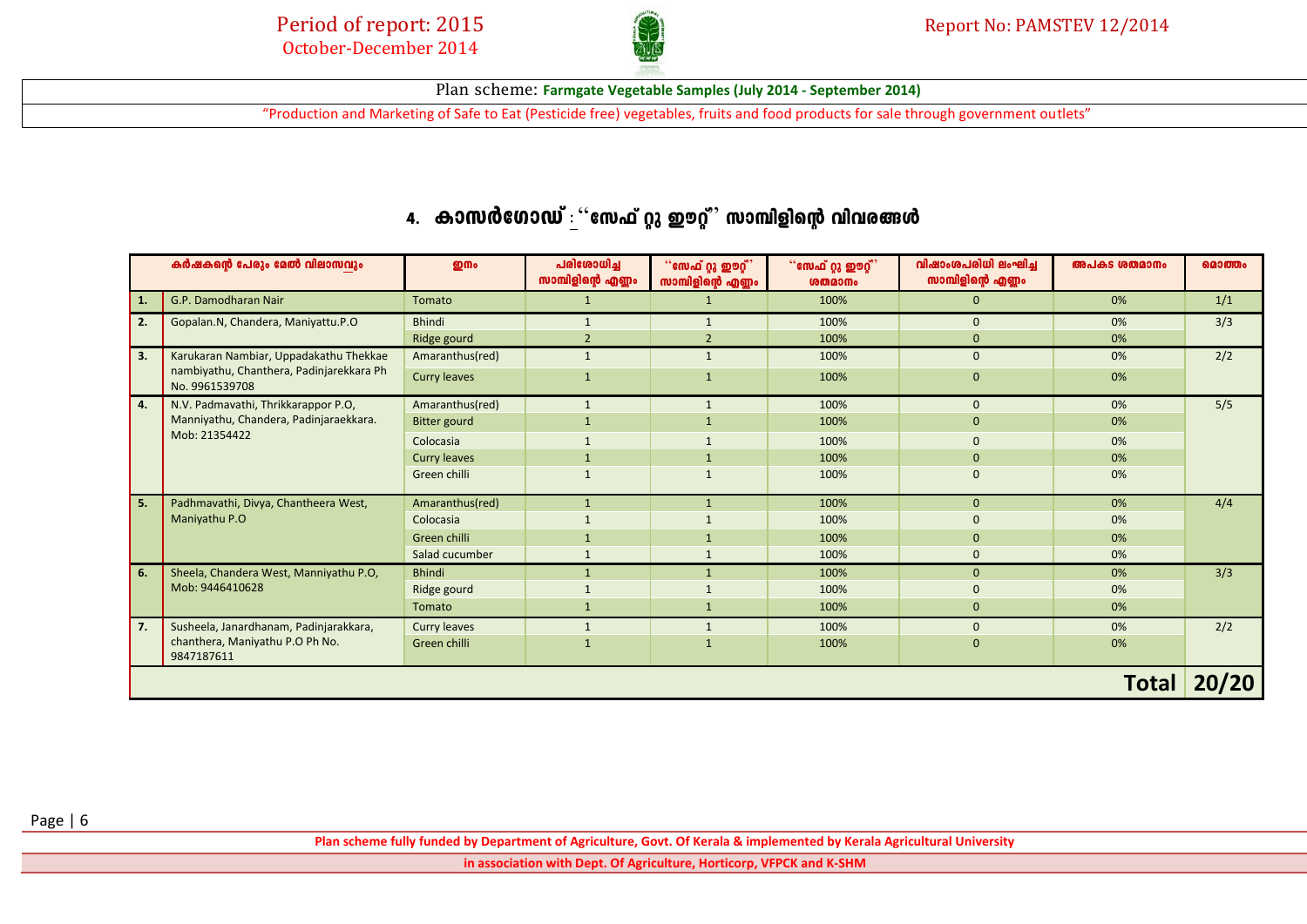Plan scheme: **Farmgate Vegetable Samples (July 2014 - September 2014)**

"Production and Marketing of Safe to Eat (Pesticide free) vegetables, fruits and food products for sale through government outlets"

## 4. കാസർഗോഡ് : ''സേഫ് റ്റു ഈറ്റ്'' സാമ്പിളിന്റെ വിവരങ്ങൾ

| | കർഷകന്റെ പേരും മേൽ വിലാസവും | ഇനം | പരിശോധിച്ച സാമ്പിളിന്റെ എണ്ണം | ''സേഫ് റ്റു ഈറ്റ്'' സാമ്പിളിന്റെ എണ്ണം | ''സേഫ് റ്റു ഈറ്റ്'' ശതമാനം | വിഷാംശപരിധി ലംഘിച്ച സാമ്പിളിന്റെ എണ്ണം | അപകട ശതമാനം | മൊത്തം |
|---|---|---|---|---|---|---|---|---|
| 1. | G.P. Damodharan Nair | Tomato | 1 | 1 | 100% | 0 | 0% | 1/1 |
| 2. | Gopalan.N, Chandera, Maniyattu.P.O | Bhindi | 1 | 1 | 100% | 0 | 0% | 3/3 |
| | | Ridge gourd | 2 | 2 | 100% | 0 | 0% | |
| 3. | Karukaran Nambiar, Uppadakathu Thekkae nambiyathu, Chanthera, Padinjarekkara Ph No. 9961539708 | Amaranthus(red) | 1 | 1 | 100% | 0 | 0% | 2/2 |
| | | Curry leaves | 1 | 1 | 100% | 0 | 0% | |
| 4. | N.V. Padmavathi, Thrikkarappor P.O, Manniyathu, Chandera, Padinjaraekkara. Mob: 21354422 | Amaranthus(red) | 1 | 1 | 100% | 0 | 0% | 5/5 |
| | | Bitter gourd | 1 | 1 | 100% | 0 | 0% | |
| | | Colocasia | 1 | 1 | 100% | 0 | 0% | |
| | | Curry leaves | 1 | 1 | 100% | 0 | 0% | |
| | | Green chilli | 1 | 1 | 100% | 0 | 0% | |
| 5. | Padhmavathi, Divya, Chantheera West, Maniyathu P.O | Amaranthus(red) | 1 | 1 | 100% | 0 | 0% | 4/4 |
| | | Colocasia | 1 | 1 | 100% | 0 | 0% | |
| | | Green chilli | 1 | 1 | 100% | 0 | 0% | |
| | | Salad cucumber | 1 | 1 | 100% | 0 | 0% | |
| 6. | Sheela, Chandera West, Manniyathu P.O, Mob: 9446410628 | Bhindi | 1 | 1 | 100% | 0 | 0% | 3/3 |
| | | Ridge gourd | 1 | 1 | 100% | 0 | 0% | |
| | | Tomato | 1 | 1 | 100% | 0 | 0% | |
| 7. | Susheela, Janardhanam, Padinjarakkara, chanthera, Maniyathu P.O Ph No. 9847187611 | Curry leaves | 1 | 1 | 100% | 0 | 0% | 2/2 |
| | | Green chilli | 1 | 1 | 100% | 0 | 0% | |
| | | | | | | | **Total** | **20/20** |

**Plan scheme fully funded by Department of Agriculture, Govt. Of Kerala & implemented by Kerala Agricultural University**

**in association with Dept. Of Agriculture, Horticorp, VFPCK and K-SHM**